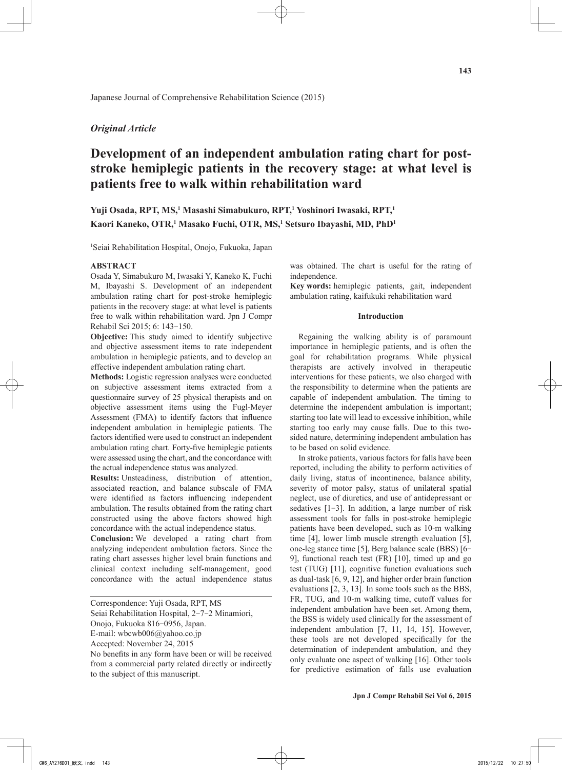Japanese Journal of Comprehensive Rehabilitation Science (2015)

*Original Article*

# Development of an independent ambulation rating chart for post-stroke hemiplegic patients in the recovery stage: at what level is patients free to walk within rehabilitation ward

**Yuji Osada, RPT, MS,[1] Masashi Simabukuro, RPT,[1] Yoshinori Iwasaki, RPT,[1] Kaori Kaneko, OTR,[1] Masako Fuchi, OTR, MS,[1] Setsuro Ibayashi, MD, PhD[1]**

[1]Seiai Rehabilitation Hospital, Onojo, Fukuoka, Japan

## ABSTRACT

Osada Y, Simabukuro M, Iwasaki Y, Kaneko K, Fuchi M, Ibayashi S. Development of an independent ambulation rating chart for post-stroke hemiplegic patients in the recovery stage: at what level is patients free to walk within rehabilitation ward. Jpn J Compr Rehabil Sci 2015; 6: 143-150.

**Objective:** This study aimed to identify subjective and objective assessment items to rate independent ambulation in hemiplegic patients, and to develop an effective independent ambulation rating chart.

**Methods:** Logistic regression analyses were conducted on subjective assessment items extracted from a questionnaire survey of 25 physical therapists and on objective assessment items using the Fugl-Meyer Assessment (FMA) to identify factors that influence independent ambulation in hemiplegic patients. The factors identified were used to construct an independent ambulation rating chart. Forty-five hemiplegic patients were assessed using the chart, and the concordance with the actual independence status was analyzed.

**Results:** Unsteadiness, distribution of attention, associated reaction, and balance subscale of FMA were identified as factors influencing independent ambulation. The results obtained from the rating chart constructed using the above factors showed high concordance with the actual independence status.

**Conclusion:** We developed a rating chart from analyzing independent ambulation factors. Since the rating chart assesses higher level brain functions and clinical context including self-management, good concordance with the actual independence status was obtained. The chart is useful for the rating of independence.

**Key words:** hemiplegic patients, gait, independent ambulation rating, kaifukuki rehabilitation ward

Correspondence: Yuji Osada, RPT, MS
Seiai Rehabilitation Hospital, 2-7-2 Minamiori, Onojo, Fukuoka 816-0956, Japan.
E-mail: wbcwb006@yahoo.co.jp
Accepted: November 24, 2015
No benefits in any form have been or will be received from a commercial party related directly or indirectly to the subject of this manuscript.

## Introduction

Regaining the walking ability is of paramount importance in hemiplegic patients, and is often the goal for rehabilitation programs. While physical therapists are actively involved in therapeutic interventions for these patients, we also charged with the responsibility to determine when the patients are capable of independent ambulation. The timing to determine the independent ambulation is important; starting too late will lead to excessive inhibition, while starting too early may cause falls. Due to this two-sided nature, determining independent ambulation has to be based on solid evidence.

In stroke patients, various factors for falls have been reported, including the ability to perform activities of daily living, status of incontinence, balance ability, severity of motor palsy, status of unilateral spatial neglect, use of diuretics, and use of antidepressant or sedatives [1-3]. In addition, a large number of risk assessment tools for falls in post-stroke hemiplegic patients have been developed, such as 10-m walking time [4], lower limb muscle strength evaluation [5], one-leg stance time [5], Berg balance scale (BBS) [6-9], functional reach test (FR) [10], timed up and go test (TUG) [11], cognitive function evaluations such as dual-task [6, 9, 12], and higher order brain function evaluations [2, 3, 13]. In some tools such as the BBS, FR, TUG, and 10-m walking time, cutoff values for independent ambulation have been set. Among them, the BSS is widely used clinically for the assessment of independent ambulation [7, 11, 14, 15]. However, these tools are not developed specifically for the determination of independent ambulation, and they only evaluate one aspect of walking [16]. Other tools for predictive estimation of falls use evaluation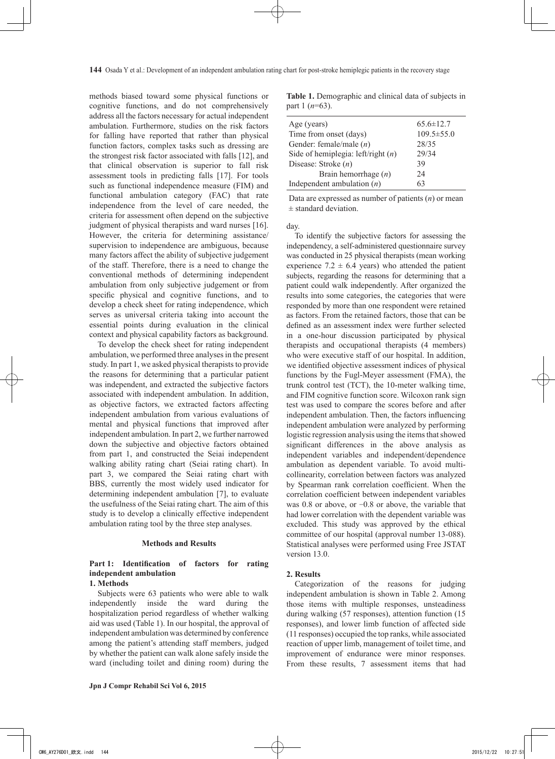methods biased toward some physical functions or cognitive functions, and do not comprehensively address all the factors necessary for actual independent ambulation. Furthermore, studies on the risk factors for falling have reported that rather than physical function factors, complex tasks such as dressing are the strongest risk factor associated with falls [12], and that clinical observation is superior to fall risk assessment tools in predicting falls [17]. For tools such as functional independence measure (FIM) and functional ambulation category (FAC) that rate independence from the level of care needed, the criteria for assessment often depend on the subjective judgment of physical therapists and ward nurses [16]. However, the criteria for determining assistance/supervision to independence are ambiguous, because many factors affect the ability of subjective judgement of the staff. Therefore, there is a need to change the conventional methods of determining independent ambulation from only subjective judgement or from specific physical and cognitive functions, and to develop a check sheet for rating independence, which serves as universal criteria taking into account the essential points during evaluation in the clinical context and physical capability factors as background.

To develop the check sheet for rating independent ambulation, we performed three analyses in the present study. In part 1, we asked physical therapists to provide the reasons for determining that a particular patient was independent, and extracted the subjective factors associated with independent ambulation. In addition, as objective factors, we extracted factors affecting independent ambulation from various evaluations of mental and physical functions that improved after independent ambulation. In part 2, we further narrowed down the subjective and objective factors obtained from part 1, and constructed the Seiai independent walking ability rating chart (Seiai rating chart). In part 3, we compared the Seiai rating chart with BBS, currently the most widely used indicator for determining independent ambulation [7], to evaluate the usefulness of the Seiai rating chart. The aim of this study is to develop a clinically effective independent ambulation rating tool by the three step analyses.

## Methods and Results

### Part 1: Identification of factors for rating independent ambulation

#### 1. Methods

Subjects were 63 patients who were able to walk independently inside the ward during the hospitalization period regardless of whether walking aid was used (Table 1). In our hospital, the approval of independent ambulation was determined by conference among the patient's attending staff members, judged by whether the patient can walk alone safely inside the ward (including toilet and dining room) during the day.

**Table 1.** Demographic and clinical data of subjects in part 1 ($n$=63).

| | |
|---|---|
| Age (years) | 65.6±12.7 |
| Time from onset (days) | 109.5±55.0 |
| Gender: female/male ($n$) | 28/35 |
| Side of hemiplegia: left/right ($n$) | 29/34 |
| Disease: Stroke ($n$) | 39 |
| Brain hemorrhage ($n$) | 24 |
| Independent ambulation ($n$) | 63 |

Data are expressed as number of patients ($n$) or mean ± standard deviation.

To identify the subjective factors for assessing the independency, a self-administered questionnaire survey was conducted in 25 physical therapists (mean working experience 7.2 ± 6.4 years) who attended the patient subjects, regarding the reasons for determining that a patient could walk independently. After organized the results into some categories, the categories that were responded by more than one respondent were retained as factors. From the retained factors, those that can be defined as an assessment index were further selected in a one-hour discussion participated by physical therapists and occupational therapists (4 members) who were executive staff of our hospital. In addition, we identified objective assessment indices of physical functions by the Fugl-Meyer assessment (FMA), the trunk control test (TCT), the 10-meter walking time, and FIM cognitive function score. Wilcoxon rank sign test was used to compare the scores before and after independent ambulation. Then, the factors influencing independent ambulation were analyzed by performing logistic regression analysis using the items that showed significant differences in the above analysis as independent variables and independent/dependence ambulation as dependent variable. To avoid multi-collinearity, correlation between factors was analyzed by Spearman rank correlation coefficient. When the correlation coefficient between independent variables was 0.8 or above, or −0.8 or above, the variable that had lower correlation with the dependent variable was excluded. This study was approved by the ethical committee of our hospital (approval number 13-088). Statistical analyses were performed using Free JSTAT version 13.0.

#### 2. Results

Categorization of the reasons for judging independent ambulation is shown in Table 2. Among those items with multiple responses, unsteadiness during walking (57 responses), attention function (15 responses), and lower limb function of affected side (11 responses) occupied the top ranks, while associated reaction of upper limb, management of toilet time, and improvement of endurance were minor responses. From these results, 7 assessment items that had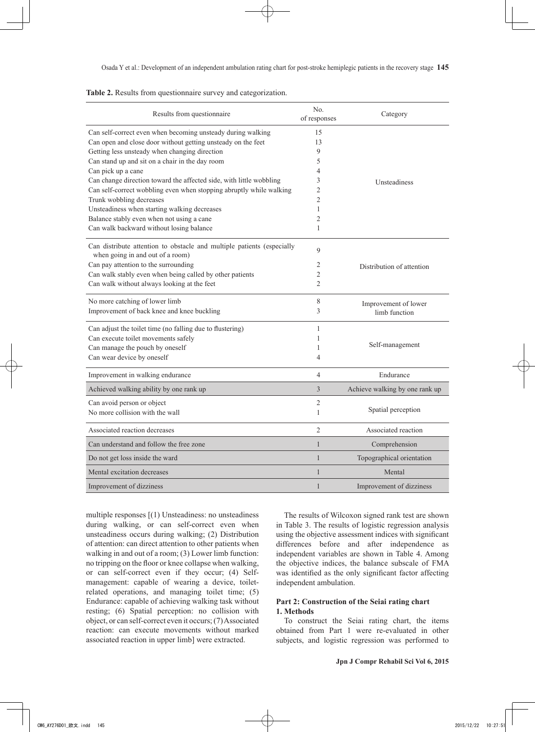**Table 2.** Results from questionnaire survey and categorization.

| Results from questionnaire | No. of responses | Category |
|---|---|---|
| Can self-correct even when becoming unsteady during walking | 15 | Unsteadiness |
| Can open and close door without getting unsteady on the feet | 13 | |
| Getting less unsteady when changing direction | 9 | |
| Can stand up and sit on a chair in the day room | 5 | |
| Can pick up a cane | 4 | |
| Can change direction toward the affected side, with little wobbling | 3 | |
| Can self-correct wobbling even when stopping abruptly while walking | 2 | |
| Trunk wobbling decreases | 2 | |
| Unsteadiness when starting walking decreases | 1 | |
| Balance stably even when not using a cane | 2 | |
| Can walk backward without losing balance | 1 | |
| Can distribute attention to obstacle and multiple patients (especially when going in and out of a room) | 9 | Distribution of attention |
| Can pay attention to the surrounding | 2 | |
| Can walk stably even when being called by other patients | 2 | |
| Can walk without always looking at the feet | 2 | |
| No more catching of lower limb | 8 | Improvement of lower limb function |
| Improvement of back knee and knee buckling | 3 | |
| Can adjust the toilet time (no falling due to flustering) | 1 | Self-management |
| Can execute toilet movements safely | 1 | |
| Can manage the pouch by oneself | 1 | |
| Can wear device by oneself | 4 | |
| Improvement in walking endurance | 4 | Endurance |
| Achieved walking ability by one rank up | 3 | Achieve walking by one rank up |
| Can avoid person or object | 2 | Spatial perception |
| No more collision with the wall | 1 | |
| Associated reaction decreases | 2 | Associated reaction |
| Can understand and follow the free zone | 1 | Comprehension |
| Do not get loss inside the ward | 1 | Topographical orientation |
| Mental excitation decreases | 1 | Mental |
| Improvement of dizziness | 1 | Improvement of dizziness |

multiple responses [(1) Unsteadiness: no unsteadiness during walking, or can self-correct even when unsteadiness occurs during walking; (2) Distribution of attention: can direct attention to other patients when walking in and out of a room; (3) Lower limb function: no tripping on the floor or knee collapse when walking, or can self-correct even if they occur; (4) Self-management: capable of wearing a device, toilet-related operations, and managing toilet time; (5) Endurance: capable of achieving walking task without resting; (6) Spatial perception: no collision with object, or can self-correct even it occurs; (7) Associated reaction: can execute movements without marked associated reaction in upper limb] were extracted.

The results of Wilcoxon signed rank test are shown in Table 3. The results of logistic regression analysis using the objective assessment indices with significant differences before and after independence as independent variables are shown in Table 4. Among the objective indices, the balance subscale of FMA was identified as the only significant factor affecting independent ambulation.

## Part 2: Construction of the Seiai rating chart

### 1. Methods

To construct the Seiai rating chart, the items obtained from Part 1 were re-evaluated in other subjects, and logistic regression was performed to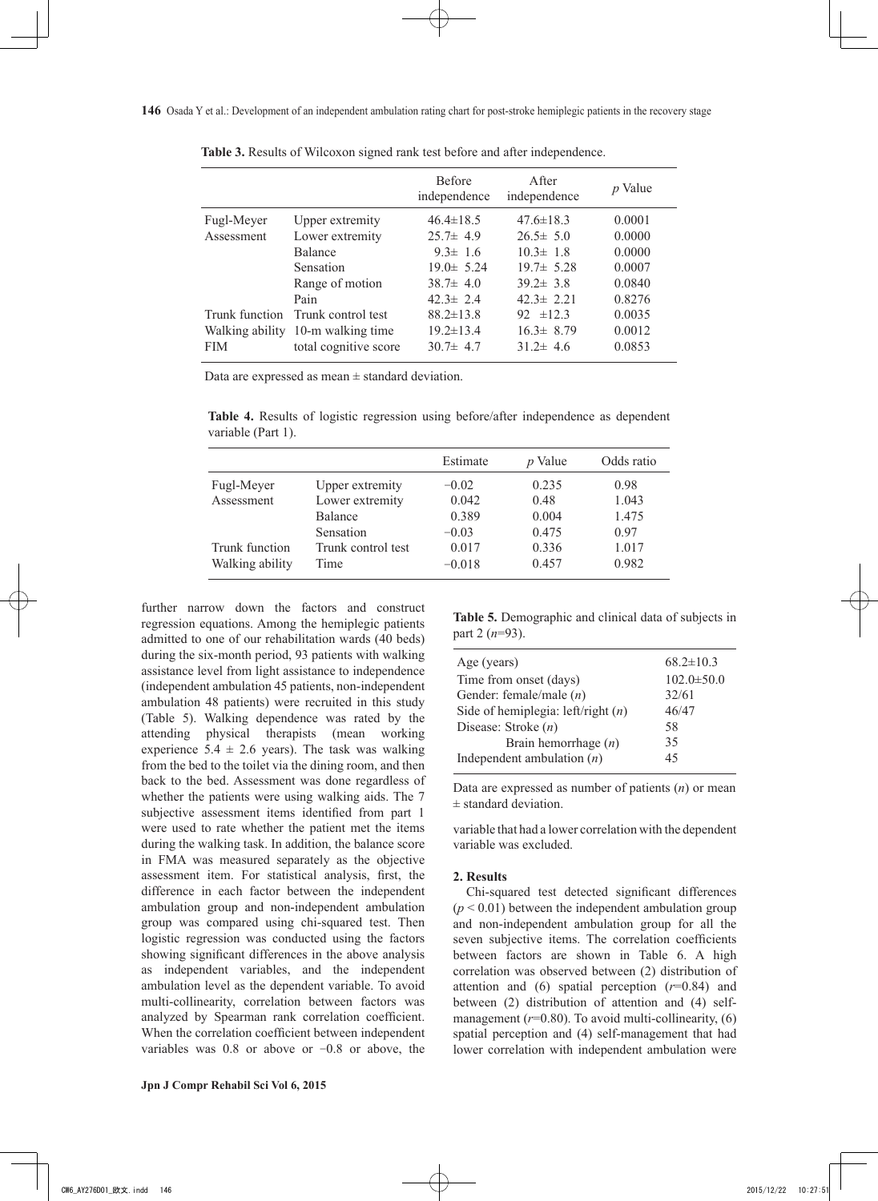**Table 3.** Results of Wilcoxon signed rank test before and after independence.

| | | Before independence | After independence | *p* Value |
|---|---|---|---|---|
| Fugl-Meyer Assessment | Upper extremity | 46.4±18.5 | 47.6±18.3 | 0.0001 |
| | Lower extremity | 25.7± 4.9 | 26.5± 5.0 | 0.0000 |
| | Balance | 9.3± 1.6 | 10.3± 1.8 | 0.0000 |
| | Sensation | 19.0± 5.24 | 19.7± 5.28 | 0.0007 |
| | Range of motion | 38.7± 4.0 | 39.2± 3.8 | 0.0840 |
| | Pain | 42.3± 2.4 | 42.3± 2.21 | 0.8276 |
| Trunk function | Trunk control test | 88.2±13.8 | 92 ±12.3 | 0.0035 |
| Walking ability | 10-m walking time | 19.2±13.4 | 16.3± 8.79 | 0.0012 |
| FIM | total cognitive score | 30.7± 4.7 | 31.2± 4.6 | 0.0853 |

Data are expressed as mean ± standard deviation.

**Table 4.** Results of logistic regression using before/after independence as dependent variable (Part 1).

| | | Estimate | *p* Value | Odds ratio |
|---|---|---|---|---|
| Fugl-Meyer Assessment | Upper extremity | −0.02 | 0.235 | 0.98 |
| | Lower extremity | 0.042 | 0.48 | 1.043 |
| | Balance | 0.389 | 0.004 | 1.475 |
| | Sensation | −0.03 | 0.475 | 0.97 |
| Trunk function | Trunk control test | 0.017 | 0.336 | 1.017 |
| Walking ability | Time | −0.018 | 0.457 | 0.982 |

further narrow down the factors and construct regression equations. Among the hemiplegic patients admitted to one of our rehabilitation wards (40 beds) during the six-month period, 93 patients with walking assistance level from light assistance to independence (independent ambulation 45 patients, non-independent ambulation 48 patients) were recruited in this study (Table 5). Walking dependence was rated by the attending physical therapists (mean working experience 5.4 ± 2.6 years). The task was walking from the bed to the toilet via the dining room, and then back to the bed. Assessment was done regardless of whether the patients were using walking aids. The 7 subjective assessment items identified from part 1 were used to rate whether the patient met the items during the walking task. In addition, the balance score in FMA was measured separately as the objective assessment item. For statistical analysis, first, the difference in each factor between the independent ambulation group and non-independent ambulation group was compared using chi-squared test. Then logistic regression was conducted using the factors showing significant differences in the above analysis as independent variables, and the independent ambulation level as the dependent variable. To avoid multi-collinearity, correlation between factors was analyzed by Spearman rank correlation coefficient. When the correlation coefficient between independent variables was 0.8 or above or −0.8 or above, the variable that had a lower correlation with the dependent variable was excluded.

**Table 5.** Demographic and clinical data of subjects in part 2 ($n$=93).

| | |
|---|---|
| Age (years) | 68.2±10.3 |
| Time from onset (days) | 102.0±50.0 |
| Gender: female/male ($n$) | 32/61 |
| Side of hemiplegia: left/right ($n$) | 46/47 |
| Disease: Stroke ($n$) | 58 |
| Brain hemorrhage ($n$) | 35 |
| Independent ambulation ($n$) | 45 |

Data are expressed as number of patients ($n$) or mean ± standard deviation.

**2. Results**

Chi-squared test detected significant differences ($p < 0.01$) between the independent ambulation group and non-independent ambulation group for all the seven subjective items. The correlation coefficients between factors are shown in Table 6. A high correlation was observed between (2) distribution of attention and (6) spatial perception ($r$=0.84) and between (2) distribution of attention and (4) self-management ($r$=0.80). To avoid multi-collinearity, (6) spatial perception and (4) self-management that had lower correlation with independent ambulation were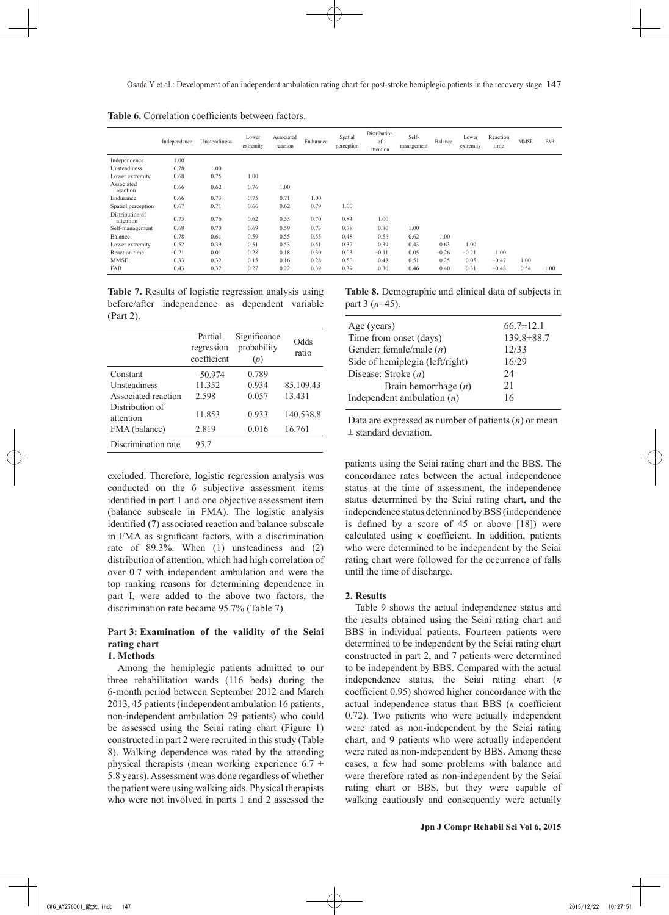**Table 6.** Correlation coefficients between factors.

| | Independence | Unsteadiness | Lower extremity | Associated reaction | Endurance | Spatial perception | Distribution of attention | Self-management | Balance | Lower extremity | Reaction time | MMSE | FAB |
|---|---|---|---|---|---|---|---|---|---|---|---|---|---|
| Independence | 1.00 | | | | | | | | | | | | |
| Unsteadiness | 0.78 | 1.00 | | | | | | | | | | | |
| Lower extremity | 0.68 | 0.75 | 1.00 | | | | | | | | | | |
| Associated reaction | 0.66 | 0.62 | 0.76 | 1.00 | | | | | | | | | |
| Endurance | 0.66 | 0.73 | 0.75 | 0.71 | 1.00 | | | | | | | | |
| Spatial perception | 0.67 | 0.71 | 0.66 | 0.62 | 0.79 | 1.00 | | | | | | | |
| Distribution of attention | 0.73 | 0.76 | 0.62 | 0.53 | 0.70 | 0.84 | 1.00 | | | | | | |
| Self-management | 0.68 | 0.70 | 0.69 | 0.59 | 0.73 | 0.78 | 0.80 | 1.00 | | | | | |
| Balance | 0.78 | 0.61 | 0.59 | 0.55 | 0.55 | 0.48 | 0.56 | 0.62 | 1.00 | | | | |
| Lower extremity | 0.52 | 0.39 | 0.51 | 0.53 | 0.51 | 0.37 | 0.39 | 0.43 | 0.63 | 1.00 | | | |
| Reaction time | −0.21 | 0.01 | 0.28 | 0.18 | 0.30 | 0.03 | −0.11 | 0.05 | −0.26 | −0.21 | 1.00 | | |
| MMSE | 0.33 | 0.32 | 0.15 | 0.16 | 0.28 | 0.50 | 0.48 | 0.51 | 0.25 | 0.05 | −0.47 | 1.00 | |
| FAB | 0.43 | 0.32 | 0.27 | 0.22 | 0.39 | 0.39 | 0.30 | 0.46 | 0.40 | 0.31 | −0.48 | 0.54 | 1.00 |

**Table 7.** Results of logistic regression analysis using before/after independence as dependent variable (Part 2).

| | Partial regression coefficient | Significance probability ($p$) | Odds ratio |
|---|---|---|---|
| Constant | −50.974 | 0.789 | |
| Unsteadiness | 11.352 | 0.934 | 85,109.43 |
| Associated reaction | 2.598 | 0.057 | 13.431 |
| Distribution of attention | 11.853 | 0.933 | 140,538.8 |
| FMA (balance) | 2.819 | 0.016 | 16.761 |
| Discrimination rate | 95.7 | | |

excluded. Therefore, logistic regression analysis was conducted on the 6 subjective assessment items identified in part 1 and one objective assessment item (balance subscale in FMA). The logistic analysis identified (7) associated reaction and balance subscale in FMA as significant factors, with a discrimination rate of 89.3%. When (1) unsteadiness and (2) distribution of attention, which had high correlation of over 0.7 with independent ambulation and were the top ranking reasons for determining dependence in part I, were added to the above two factors, the discrimination rate became 95.7% (Table 7).

### Part 3: Examination of the validity of the Seiai rating chart

#### 1. Methods

Among the hemiplegic patients admitted to our three rehabilitation wards (116 beds) during the 6-month period between September 2012 and March 2013, 45 patients (independent ambulation 16 patients, non-independent ambulation 29 patients) who could be assessed using the Seiai rating chart (Figure 1) constructed in part 2 were recruited in this study (Table 8). Walking dependence was rated by the attending physical therapists (mean working experience 6.7 ± 5.8 years). Assessment was done regardless of whether the patient were using walking aids. Physical therapists who were not involved in parts 1 and 2 assessed the

**Table 8.** Demographic and clinical data of subjects in part 3 ($n$=45).

| | |
|---|---|
| Age (years) | 66.7±12.1 |
| Time from onset (days) | 139.8±88.7 |
| Gender: female/male ($n$) | 12/33 |
| Side of hemiplegia (left/right) | 16/29 |
| Disease: Stroke ($n$) | 24 |
| Brain hemorrhage ($n$) | 21 |
| Independent ambulation ($n$) | 16 |

Data are expressed as number of patients ($n$) or mean ± standard deviation.

patients using the Seiai rating chart and the BBS. The concordance rates between the actual independence status at the time of assessment, the independence status determined by the Seiai rating chart, and the independence status determined by BSS (independence is defined by a score of 45 or above [18]) were calculated using $\kappa$ coefficient. In addition, patients who were determined to be independent by the Seiai rating chart were followed for the occurrence of falls until the time of discharge.

#### 2. Results

Table 9 shows the actual independence status and the results obtained using the Seiai rating chart and BBS in individual patients. Fourteen patients were determined to be independent by the Seiai rating chart constructed in part 2, and 7 patients were determined to be independent by BBS. Compared with the actual independence status, the Seiai rating chart ($\kappa$ coefficient 0.95) showed higher concordance with the actual independence status than BBS ($\kappa$ coefficient 0.72). Two patients who were actually independent were rated as non-independent by the Seiai rating chart, and 9 patients who were actually independent were rated as non-independent by BBS. Among these cases, a few had some problems with balance and were therefore rated as non-independent by the Seiai rating chart or BBS, but they were capable of walking cautiously and consequently were actually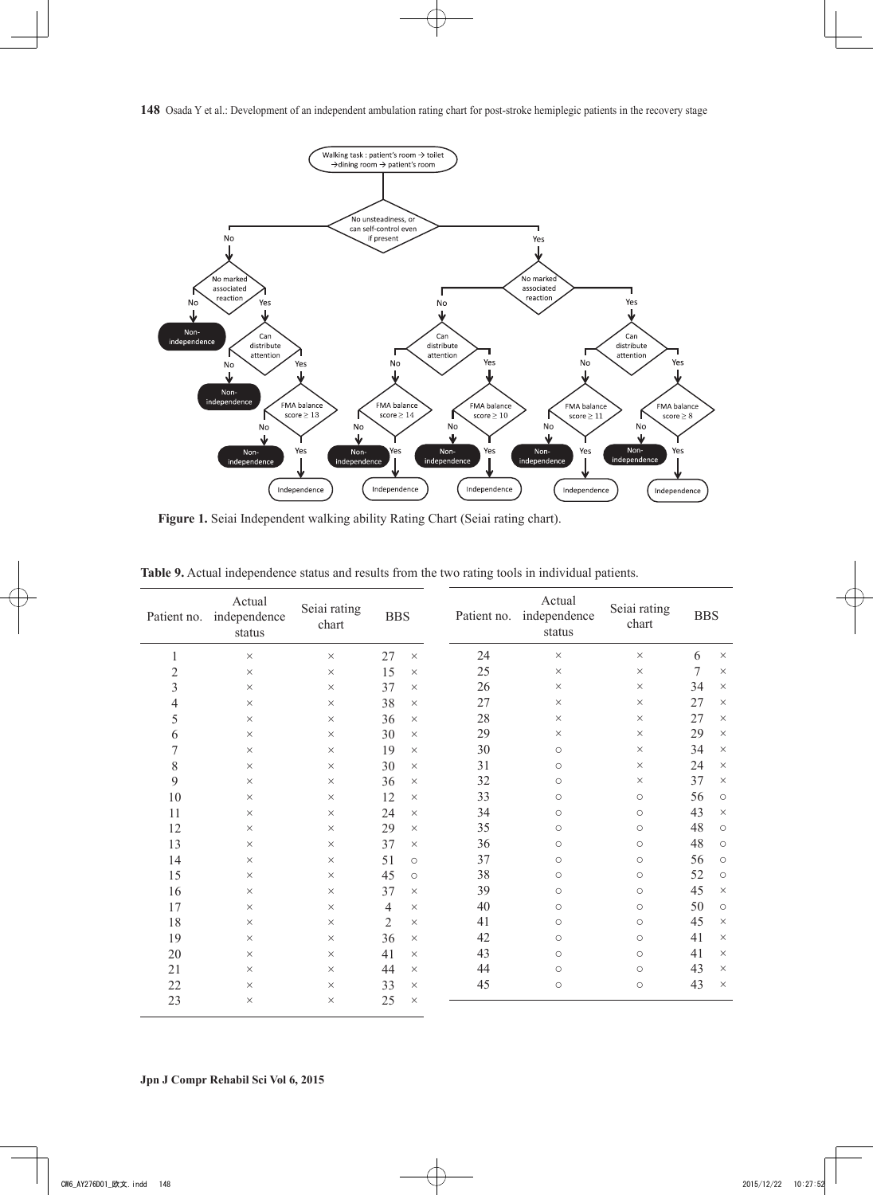**Figure 1.** Seiai Independent walking ability Rating Chart (Seiai rating chart).

**Table 9.** Actual independence status and results from the two rating tools in individual patients.

| Patient no. | Actual independence status | Seiai rating chart | BBS | |
|---|---|---|---|---|
| 1 | × | × | 27 | × |
| 2 | × | × | 15 | × |
| 3 | × | × | 37 | × |
| 4 | × | × | 38 | × |
| 5 | × | × | 36 | × |
| 6 | × | × | 30 | × |
| 7 | × | × | 19 | × |
| 8 | × | × | 30 | × |
| 9 | × | × | 36 | × |
| 10 | × | × | 12 | × |
| 11 | × | × | 24 | × |
| 12 | × | × | 29 | × |
| 13 | × | × | 37 | × |
| 14 | × | × | 51 | ○ |
| 15 | × | × | 45 | ○ |
| 16 | × | × | 37 | × |
| 17 | × | × | 4 | × |
| 18 | × | × | 2 | × |
| 19 | × | × | 36 | × |
| 20 | × | × | 41 | × |
| 21 | × | × | 44 | × |
| 22 | × | × | 33 | × |
| 23 | × | × | 25 | × |
| 24 | × | × | 6 | × |
| 25 | × | × | 7 | × |
| 26 | × | × | 34 | × |
| 27 | × | × | 27 | × |
| 28 | × | × | 27 | × |
| 29 | × | × | 29 | × |
| 30 | ○ | × | 34 | × |
| 31 | ○ | × | 24 | × |
| 32 | ○ | × | 37 | × |
| 33 | ○ | ○ | 56 | ○ |
| 34 | ○ | ○ | 43 | × |
| 35 | ○ | ○ | 48 | ○ |
| 36 | ○ | ○ | 48 | ○ |
| 37 | ○ | ○ | 56 | ○ |
| 38 | ○ | ○ | 52 | ○ |
| 39 | ○ | ○ | 45 | × |
| 40 | ○ | ○ | 50 | ○ |
| 41 | ○ | ○ | 45 | × |
| 42 | ○ | ○ | 41 | × |
| 43 | ○ | ○ | 41 | × |
| 44 | ○ | ○ | 43 | × |
| 45 | ○ | ○ | 43 | × |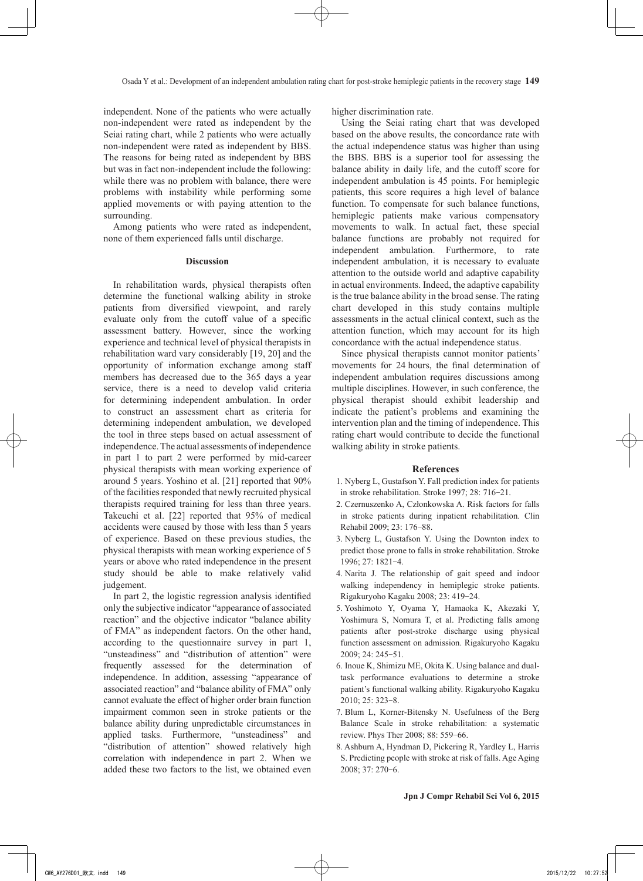independent. None of the patients who were actually non-independent were rated as independent by the Seiai rating chart, while 2 patients who were actually non-independent were rated as independent by BBS. The reasons for being rated as independent by BBS but was in fact non-independent include the following: while there was no problem with balance, there were problems with instability while performing some applied movements or with paying attention to the surrounding.

Among patients who were rated as independent, none of them experienced falls until discharge.

## Discussion

In rehabilitation wards, physical therapists often determine the functional walking ability in stroke patients from diversified viewpoint, and rarely evaluate only from the cutoff value of a specific assessment battery. However, since the working experience and technical level of physical therapists in rehabilitation ward vary considerably [19, 20] and the opportunity of information exchange among staff members has decreased due to the 365 days a year service, there is a need to develop valid criteria for determining independent ambulation. In order to construct an assessment chart as criteria for determining independent ambulation, we developed the tool in three steps based on actual assessment of independence. The actual assessments of independence in part 1 to part 2 were performed by mid-career physical therapists with mean working experience of around 5 years. Yoshino et al. [21] reported that 90% of the facilities responded that newly recruited physical therapists required training for less than three years. Takeuchi et al. [22] reported that 95% of medical accidents were caused by those with less than 5 years of experience. Based on these previous studies, the physical therapists with mean working experience of 5 years or above who rated independence in the present study should be able to make relatively valid judgement.

In part 2, the logistic regression analysis identified only the subjective indicator "appearance of associated reaction" and the objective indicator "balance ability of FMA" as independent factors. On the other hand, according to the questionnaire survey in part 1, "unsteadiness" and "distribution of attention" were frequently assessed for the determination of independence. In addition, assessing "appearance of associated reaction" and "balance ability of FMA" only cannot evaluate the effect of higher order brain function impairment common seen in stroke patients or the balance ability during unpredictable circumstances in applied tasks. Furthermore, "unsteadiness" and "distribution of attention" showed relatively high correlation with independence in part 2. When we added these two factors to the list, we obtained even higher discrimination rate.

Using the Seiai rating chart that was developed based on the above results, the concordance rate with the actual independence status was higher than using the BBS. BBS is a superior tool for assessing the balance ability in daily life, and the cutoff score for independent ambulation is 45 points. For hemiplegic patients, this score requires a high level of balance function. To compensate for such balance functions, hemiplegic patients make various compensatory movements to walk. In actual fact, these special balance functions are probably not required for independent ambulation. Furthermore, to rate independent ambulation, it is necessary to evaluate attention to the outside world and adaptive capability in actual environments. Indeed, the adaptive capability is the true balance ability in the broad sense. The rating chart developed in this study contains multiple assessments in the actual clinical context, such as the attention function, which may account for its high concordance with the actual independence status.

Since physical therapists cannot monitor patients' movements for 24 hours, the final determination of independent ambulation requires discussions among multiple disciplines. However, in such conference, the physical therapist should exhibit leadership and indicate the patient's problems and examining the intervention plan and the timing of independence. This rating chart would contribute to decide the functional walking ability in stroke patients.

## References

1. Nyberg L, Gustafson Y. Fall prediction index for patients in stroke rehabilitation. Stroke 1997; 28: 716−21.
2. Czernuszenko A, Członkowska A. Risk factors for falls in stroke patients during inpatient rehabilitation. Clin Rehabil 2009; 23: 176−88.
3. Nyberg L, Gustafson Y. Using the Downton index to predict those prone to falls in stroke rehabilitation. Stroke 1996; 27: 1821−4.
4. Narita J. The relationship of gait speed and indoor walking independency in hemiplegic stroke patients. Rigakuryoho Kagaku 2008; 23: 419−24.
5. Yoshimoto Y, Oyama Y, Hamaoka K, Akezaki Y, Yoshimura S, Nomura T, et al. Predicting falls among patients after post-stroke discharge using physical function assessment on admission. Rigakuryoho Kagaku 2009; 24: 245−51.
6. Inoue K, Shimizu ME, Okita K. Using balance and dual-task performance evaluations to determine a stroke patient's functional walking ability. Rigakuryoho Kagaku 2010; 25: 323−8.
7. Blum L, Korner-Bitensky N. Usefulness of the Berg Balance Scale in stroke rehabilitation: a systematic review. Phys Ther 2008; 88: 559−66.
8. Ashburn A, Hyndman D, Pickering R, Yardley L, Harris S. Predicting people with stroke at risk of falls. Age Aging 2008; 37: 270−6.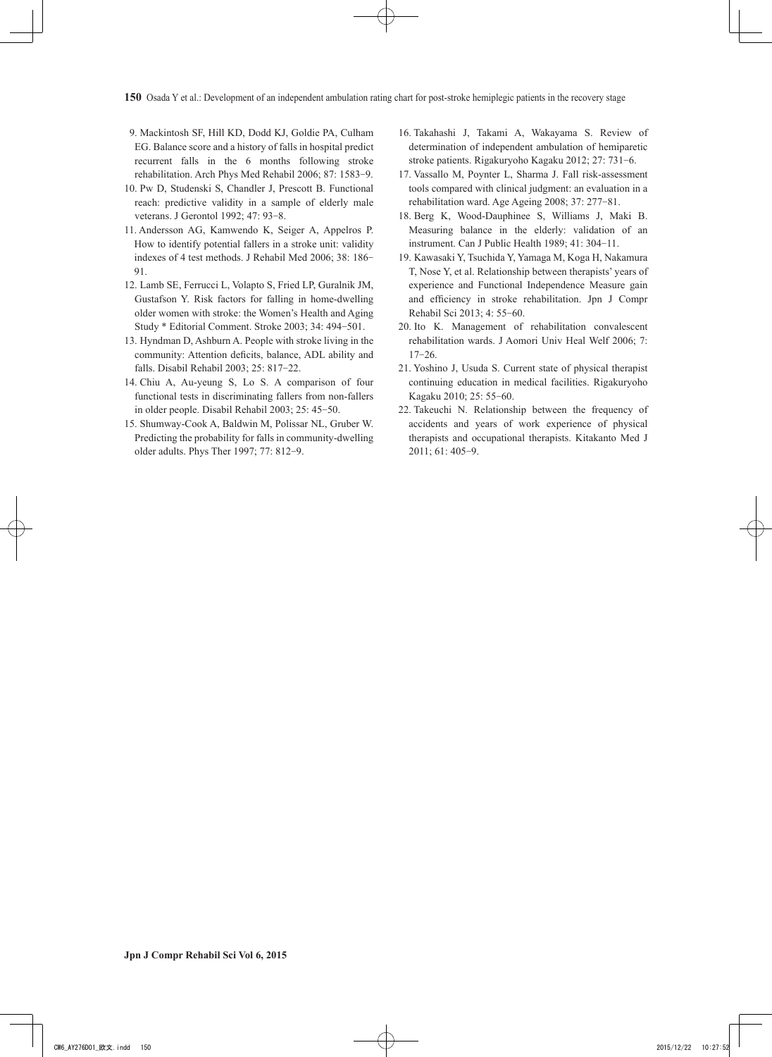9. Mackintosh SF, Hill KD, Dodd KJ, Goldie PA, Culham EG. Balance score and a history of falls in hospital predict recurrent falls in the 6 months following stroke rehabilitation. Arch Phys Med Rehabil 2006; 87: 1583−9.
10. Pw D, Studenski S, Chandler J, Prescott B. Functional reach: predictive validity in a sample of elderly male veterans. J Gerontol 1992; 47: 93−8.
11. Andersson AG, Kamwendo K, Seiger A, Appelros P. How to identify potential fallers in a stroke unit: validity indexes of 4 test methods. J Rehabil Med 2006; 38: 186−91.
12. Lamb SE, Ferrucci L, Volapto S, Fried LP, Guralnik JM, Gustafson Y. Risk factors for falling in home-dwelling older women with stroke: the Women's Health and Aging Study * Editorial Comment. Stroke 2003; 34: 494−501.
13. Hyndman D, Ashburn A. People with stroke living in the community: Attention deficits, balance, ADL ability and falls. Disabil Rehabil 2003; 25: 817−22.
14. Chiu A, Au-yeung S, Lo S. A comparison of four functional tests in discriminating fallers from non-fallers in older people. Disabil Rehabil 2003; 25: 45−50.
15. Shumway-Cook A, Baldwin M, Polissar NL, Gruber W. Predicting the probability for falls in community-dwelling older adults. Phys Ther 1997; 77: 812−9.
16. Takahashi J, Takami A, Wakayama S. Review of determination of independent ambulation of hemiparetic stroke patients. Rigakuryoho Kagaku 2012; 27: 731−6.
17. Vassallo M, Poynter L, Sharma J. Fall risk-assessment tools compared with clinical judgment: an evaluation in a rehabilitation ward. Age Ageing 2008; 37: 277−81.
18. Berg K, Wood-Dauphinee S, Williams J, Maki B. Measuring balance in the elderly: validation of an instrument. Can J Public Health 1989; 41: 304−11.
19. Kawasaki Y, Tsuchida Y, Yamaga M, Koga H, Nakamura T, Nose Y, et al. Relationship between therapists' years of experience and Functional Independence Measure gain and efficiency in stroke rehabilitation. Jpn J Compr Rehabil Sci 2013; 4: 55−60.
20. Ito K. Management of rehabilitation convalescent rehabilitation wards. J Aomori Univ Heal Welf 2006; 7: 17−26.
21. Yoshino J, Usuda S. Current state of physical therapist continuing education in medical facilities. Rigakuryoho Kagaku 2010; 25: 55−60.
22. Takeuchi N. Relationship between the frequency of accidents and years of work experience of physical therapists and occupational therapists. Kitakanto Med J 2011; 61: 405−9.